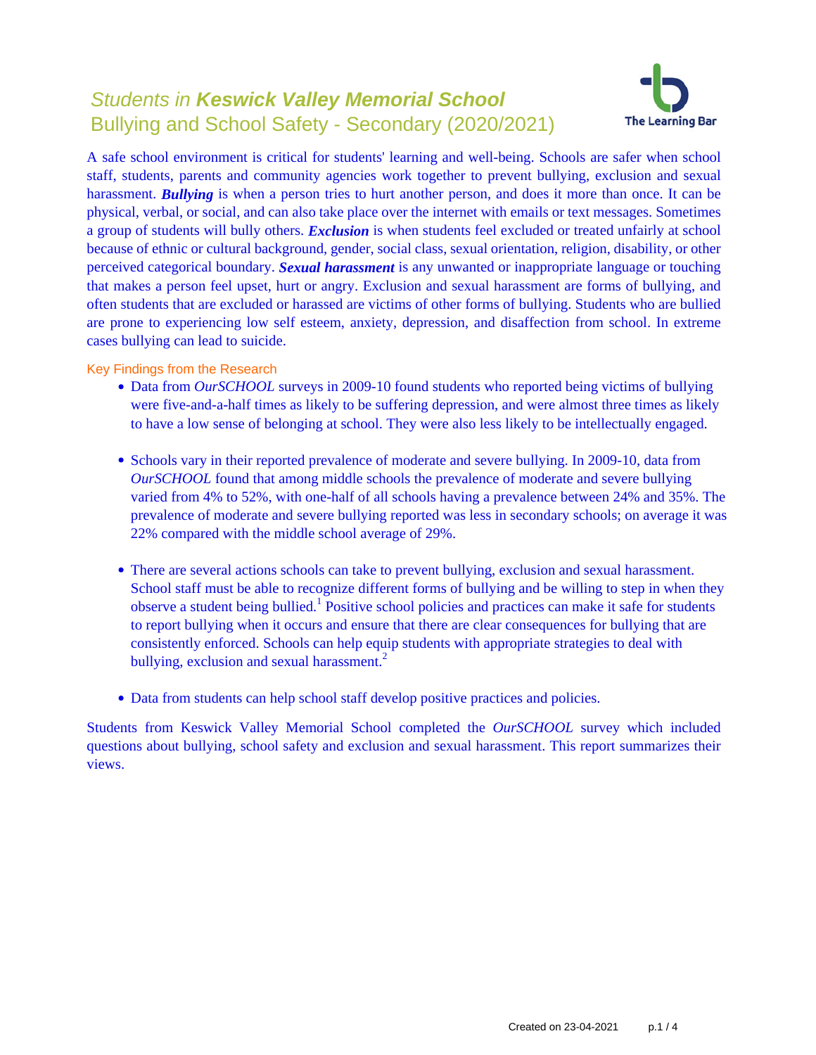# *Students in **Keswick Valley Memorial School***
## Bullying and School Safety - Secondary (2020/2021)

The Learning Bar

A safe school environment is critical for students' learning and well-being. Schools are safer when school staff, students, parents and community agencies work together to prevent bullying, exclusion and sexual harassment. ***Bullying*** is when a person tries to hurt another person, and does it more than once. It can be physical, verbal, or social, and can also take place over the internet with emails or text messages. Sometimes a group of students will bully others. ***Exclusion*** is when students feel excluded or treated unfairly at school because of ethnic or cultural background, gender, social class, sexual orientation, religion, disability, or other perceived categorical boundary. ***Sexual harassment*** is any unwanted or inappropriate language or touching that makes a person feel upset, hurt or angry. Exclusion and sexual harassment are forms of bullying, and often students that are excluded or harassed are victims of other forms of bullying. Students who are bullied are prone to experiencing low self esteem, anxiety, depression, and disaffection from school. In extreme cases bullying can lead to suicide.

### Key Findings from the Research

- Data from *OurSCHOOL* surveys in 2009-10 found students who reported being victims of bullying were five-and-a-half times as likely to be suffering depression, and were almost three times as likely to have a low sense of belonging at school. They were also less likely to be intellectually engaged.

- Schools vary in their reported prevalence of moderate and severe bullying. In 2009-10, data from *OurSCHOOL* found that among middle schools the prevalence of moderate and severe bullying varied from 4% to 52%, with one-half of all schools having a prevalence between 24% and 35%. The prevalence of moderate and severe bullying reported was less in secondary schools; on average it was 22% compared with the middle school average of 29%.

- There are several actions schools can take to prevent bullying, exclusion and sexual harassment. School staff must be able to recognize different forms of bullying and be willing to step in when they observe a student being bullied.[1] Positive school policies and practices can make it safe for students to report bullying when it occurs and ensure that there are clear consequences for bullying that are consistently enforced. Schools can help equip students with appropriate strategies to deal with bullying, exclusion and sexual harassment.[2]

- Data from students can help school staff develop positive practices and policies.

Students from Keswick Valley Memorial School completed the *OurSCHOOL* survey which included questions about bullying, school safety and exclusion and sexual harassment. This report summarizes their views.

Created on 23-04-2021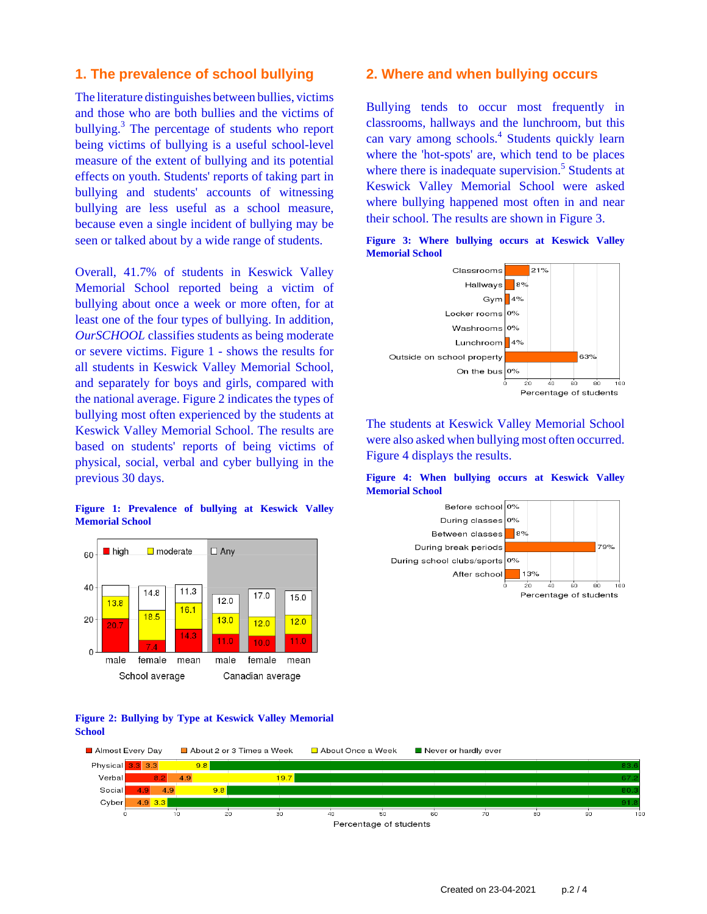## 1. The prevalence of school bullying

The literature distinguishes between bullies, victims and those who are both bullies and the victims of bullying.[3] The percentage of students who report being victims of bullying is a useful school-level measure of the extent of bullying and its potential effects on youth. Students' reports of taking part in bullying and students' accounts of witnessing bullying are less useful as a school measure, because even a single incident of bullying may be seen or talked about by a wide range of students.

Overall, 41.7% of students in Keswick Valley Memorial School reported being a victim of bullying about once a week or more often, for at least one of the four types of bullying. In addition, *OurSCHOOL* classifies students as being moderate or severe victims. Figure 1 - shows the results for all students in Keswick Valley Memorial School, and separately for boys and girls, compared with the national average. Figure 2 indicates the types of bullying most often experienced by the students at Keswick Valley Memorial School. The results are based on students' reports of being victims of physical, social, verbal and cyber bullying in the previous 30 days.

**Figure 1: Prevalence of bullying at Keswick Valley Memorial School**

| | School average male | School average female | School average mean | Canadian average male | Canadian average female | Canadian average mean |
|---|---|---|---|---|---|---|
| high | 20.7 | 7.4 | 14.3 | 11.0 | 10.0 | 11.0 |
| moderate | 13.8 | 18.5 | 16.1 | 13.0 | 12.0 | 12.0 |
| Any | | 14.8 | 11.3 | 12.0 | 17.0 | 15.0 |

**Figure 2: Bullying by Type at Keswick Valley Memorial School**

| | Almost Every Day | About 2 or 3 Times a Week | About Once a Week | Never or hardly ever |
|---|---|---|---|---|
| Physical | 3.3 | 3.3 | 9.8 | 83.6 |
| Verbal | 8.2 | 4.9 | 19.7 | 67.2 |
| Social | 4.9 | 4.9 | 9.8 | 80.3 |
| Cyber | 4.9 | 3.3 | | 91.8 |

## 2. Where and when bullying occurs

Bullying tends to occur most frequently in classrooms, hallways and the lunchroom, but this can vary among schools.[4] Students quickly learn where the 'hot-spots' are, which tend to be places where there is inadequate supervision.[5] Students at Keswick Valley Memorial School were asked where bullying happened most often in and near their school. The results are shown in Figure 3.

**Figure 3: Where bullying occurs at Keswick Valley Memorial School**

| Location | Percentage of students |
|---|---|
| Classrooms | 21% |
| Hallways | 8% |
| Gym | 4% |
| Locker rooms | 0% |
| Washrooms | 0% |
| Lunchroom | 4% |
| Outside on school property | 63% |
| On the bus | 0% |

The students at Keswick Valley Memorial School were also asked when bullying most often occurred. Figure 4 displays the results.

**Figure 4: When bullying occurs at Keswick Valley Memorial School**

| Time | Percentage of students |
|---|---|
| Before school | 0% |
| During classes | 0% |
| Between classes | 8% |
| During break periods | 79% |
| During school clubs/sports | 0% |
| After school | 13% |

Created on 23-04-2021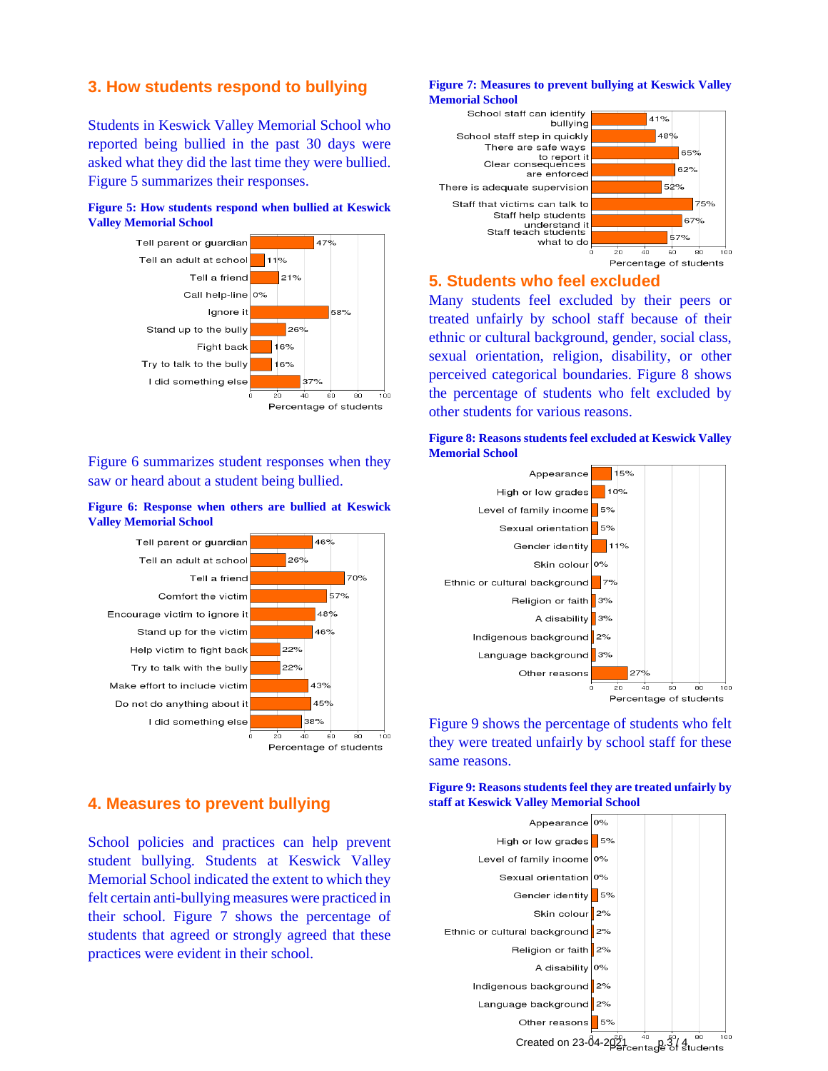## 3. How students respond to bullying

Students in Keswick Valley Memorial School who reported being bullied in the past 30 days were asked what they did the last time they were bullied. Figure 5 summarizes their responses.

**Figure 5: How students respond when bullied at Keswick Valley Memorial School**

| Response | Percentage of students |
|---|---|
| Tell parent or guardian | 47% |
| Tell an adult at school | 11% |
| Tell a friend | 21% |
| Call help-line | 0% |
| Ignore it | 58% |
| Stand up to the bully | 26% |
| Fight back | 16% |
| Try to talk to the bully | 16% |
| I did something else | 37% |

Figure 6 summarizes student responses when they saw or heard about a student being bullied.

**Figure 6: Response when others are bullied at Keswick Valley Memorial School**

| Response | Percentage of students |
|---|---|
| Tell parent or guardian | 46% |
| Tell an adult at school | 26% |
| Tell a friend | 70% |
| Comfort the victim | 57% |
| Encourage victim to ignore it | 48% |
| Stand up for the victim | 46% |
| Help victim to fight back | 22% |
| Try to talk with the bully | 22% |
| Make effort to include victim | 43% |
| Do not do anything about it | 45% |
| I did something else | 38% |

## 4. Measures to prevent bullying

School policies and practices can help prevent student bullying. Students at Keswick Valley Memorial School indicated the extent to which they felt certain anti-bullying measures were practiced in their school. Figure 7 shows the percentage of students that agreed or strongly agreed that these practices were evident in their school.

**Figure 7: Measures to prevent bullying at Keswick Valley Memorial School**

| Measure | Percentage of students |
|---|---|
| School staff can identify bullying | 41% |
| School staff step in quickly | 48% |
| There are safe ways to report it | 65% |
| Clear consequences are enforced | 62% |
| There is adequate supervision | 52% |
| Staff that victims can talk to | 75% |
| Staff help students understand it | 67% |
| Staff teach students what to do | 57% |

## 5. Students who feel excluded

Many students feel excluded by their peers or treated unfairly by school staff because of their ethnic or cultural background, gender, social class, sexual orientation, religion, disability, or other perceived categorical boundaries. Figure 8 shows the percentage of students who felt excluded by other students for various reasons.

**Figure 8: Reasons students feel excluded at Keswick Valley Memorial School**

| Reason | Percentage of students |
|---|---|
| Appearance | 15% |
| High or low grades | 10% |
| Level of family income | 5% |
| Sexual orientation | 5% |
| Gender identity | 11% |
| Skin colour | 0% |
| Ethnic or cultural background | 7% |
| Religion or faith | 3% |
| A disability | 3% |
| Indigenous background | 2% |
| Language background | 3% |
| Other reasons | 27% |

Figure 9 shows the percentage of students who felt they were treated unfairly by school staff for these same reasons.

**Figure 9: Reasons students feel they are treated unfairly by staff at Keswick Valley Memorial School**

| Reason | Percentage of students |
|---|---|
| Appearance | 0% |
| High or low grades | 5% |
| Level of family income | 0% |
| Sexual orientation | 0% |
| Gender identity | 5% |
| Skin colour | 2% |
| Ethnic or cultural background | 2% |
| Religion or faith | 2% |
| A disability | 0% |
| Indigenous background | 2% |
| Language background | 2% |
| Other reasons | 5% |

Created on 23-04-2021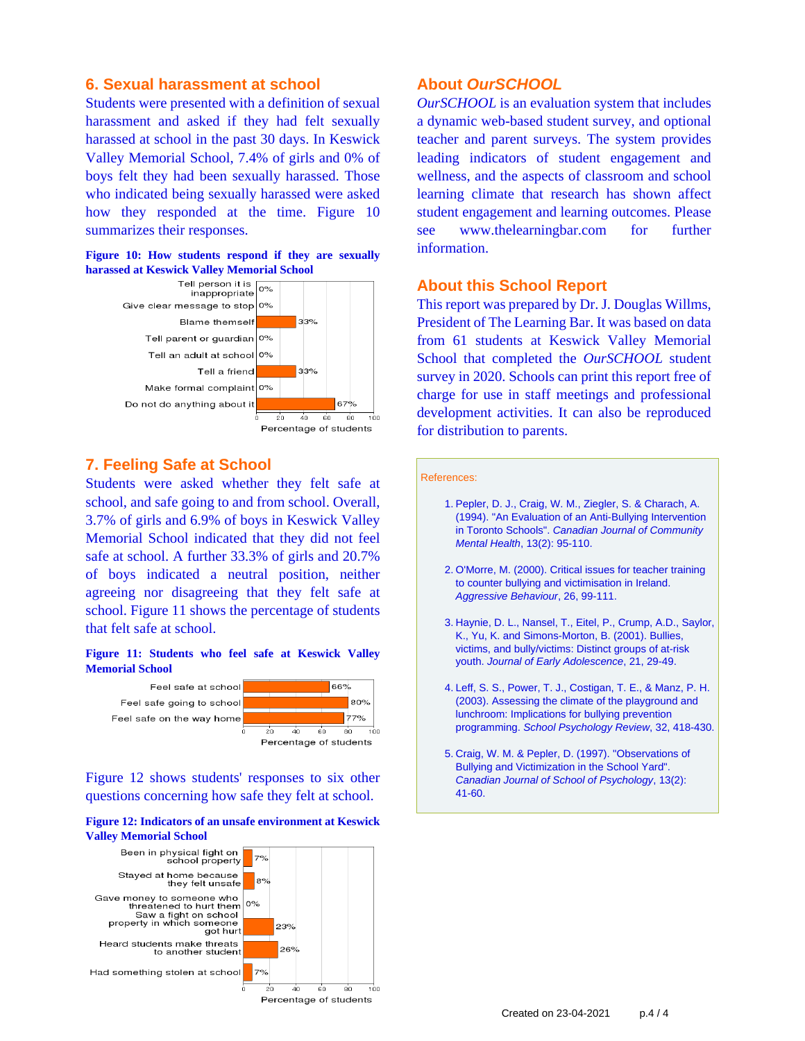## 6. Sexual harassment at school

Students were presented with a definition of sexual harassment and asked if they had felt sexually harassed at school in the past 30 days. In Keswick Valley Memorial School, 7.4% of girls and 0% of boys felt they had been sexually harassed. Those who indicated being sexually harassed were asked how they responded at the time. Figure 10 summarizes their responses.

**Figure 10: How students respond if they are sexually harassed at Keswick Valley Memorial School**

Tell person it is inappropriate 0%
Give clear message to stop 0%
Blame themself 33%
Tell parent or guardian 0%
Tell an adult at school 0%
Tell a friend 33%
Make formal complaint 0%
Do not do anything about it 67%

0 20 40 60 80 100
Percentage of students

## 7. Feeling Safe at School

Students were asked whether they felt safe at school, and safe going to and from school. Overall, 3.7% of girls and 6.9% of boys in Keswick Valley Memorial School indicated that they did not feel safe at school. A further 33.3% of girls and 20.7% of boys indicated a neutral position, neither agreeing nor disagreeing that they felt safe at school. Figure 11 shows the percentage of students that felt safe at school.

**Figure 11: Students who feel safe at Keswick Valley Memorial School**

Feel safe at school 66%
Feel safe going to school 80%
Feel safe on the way home 77%

0 20 40 60 80 100
Percentage of students

Figure 12 shows students' responses to six other questions concerning how safe they felt at school.

**Figure 12: Indicators of an unsafe environment at Keswick Valley Memorial School**

Been in physical fight on school property 7%
Stayed at home because they felt unsafe 8%
Gave money to someone who threatened to hurt them 0%
Saw a fight on school property in which someone got hurt 23%
Heard students make threats to another student 26%
Had something stolen at school 7%

0 20 40 60 80 100
Percentage of students

## About *OurSCHOOL*

*OurSCHOOL* is an evaluation system that includes a dynamic web-based student survey, and optional teacher and parent surveys. The system provides leading indicators of student engagement and wellness, and the aspects of classroom and school learning climate that research has shown affect student engagement and learning outcomes. Please see www.thelearningbar.com for further information.

## About this School Report

This report was prepared by Dr. J. Douglas Willms, President of The Learning Bar. It was based on data from 61 students at Keswick Valley Memorial School that completed the *OurSCHOOL* student survey in 2020. Schools can print this report free of charge for use in staff meetings and professional development activities. It can also be reproduced for distribution to parents.

References:

1. Pepler, D. J., Craig, W. M., Ziegler, S. & Charach, A. (1994). "An Evaluation of an Anti-Bullying Intervention in Toronto Schools". *Canadian Journal of Community Mental Health*, 13(2): 95-110.
2. O'Morre, M. (2000). Critical issues for teacher training to counter bullying and victimisation in Ireland. *Aggressive Behaviour*, 26, 99-111.
3. Haynie, D. L., Nansel, T., Eitel, P., Crump, A.D., Saylor, K., Yu, K. and Simons-Morton, B. (2001). Bullies, victims, and bully/victims: Distinct groups of at-risk youth. *Journal of Early Adolescence*, 21, 29-49.
4. Leff, S. S., Power, T. J., Costigan, T. E., & Manz, P. H. (2003). Assessing the climate of the playground and lunchroom: Implications for bullying prevention programming. *School Psychology Review*, 32, 418-430.
5. Craig, W. M. & Pepler, D. (1997). "Observations of Bullying and Victimization in the School Yard". *Canadian Journal of School of Psychology*, 13(2): 41-60.

Created on 23-04-2021